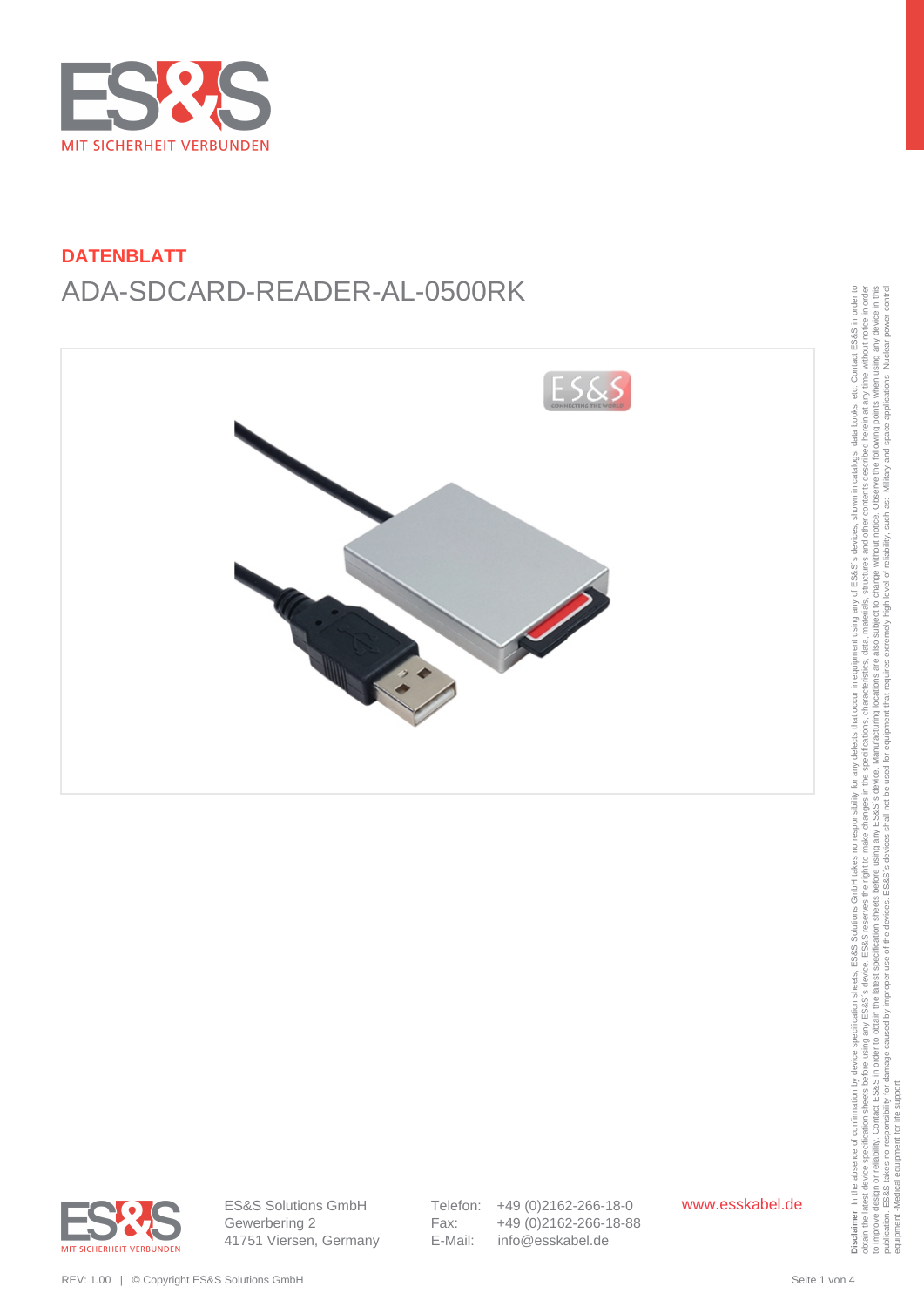**DATENBLATT**

# ADA-SDCARD-READER-AL-0500RK

ES&S Solutions GmbH
Gewerbering 2
41751 Viersen, Germany

Telefon: +49 (0)2162-266-18-0
Fax: +49 (0)2162-266-18-88
E-Mail: info@esskabel.de

www.esskabel.de

**Disclaimer**: In the absence of confirmation by device specification sheets, ES&S Solutions GmbH takes no responsibility for any defects that occur in equipment using any of ES&S´s devices, shown in catalogs, data books, etc. Contact ES&S in order to obtain the latest device specification sheets before using any ES&S´s device. ES&S reserves the right to make changes in the specifications, characteristics, data, materials, structures and other contents described herein at any time without notice in order to improve design or reliability. Contact ES&S in order to obtain the latest specification sheets before using any ES&S´s device. Manufacturing locations are also subject to change without notice. Observe the following points when using any device in this publication. ES&S takes no responsibility for damage caused by improper use of the devices. ES&S´s devices shall not be used for equipment that requires extremely high level of reliability, such as: -Military and space applications -Nuclear power control equipment -Medical equipment for life support

REV: 1.00 | © Copyright ES&S Solutions GmbH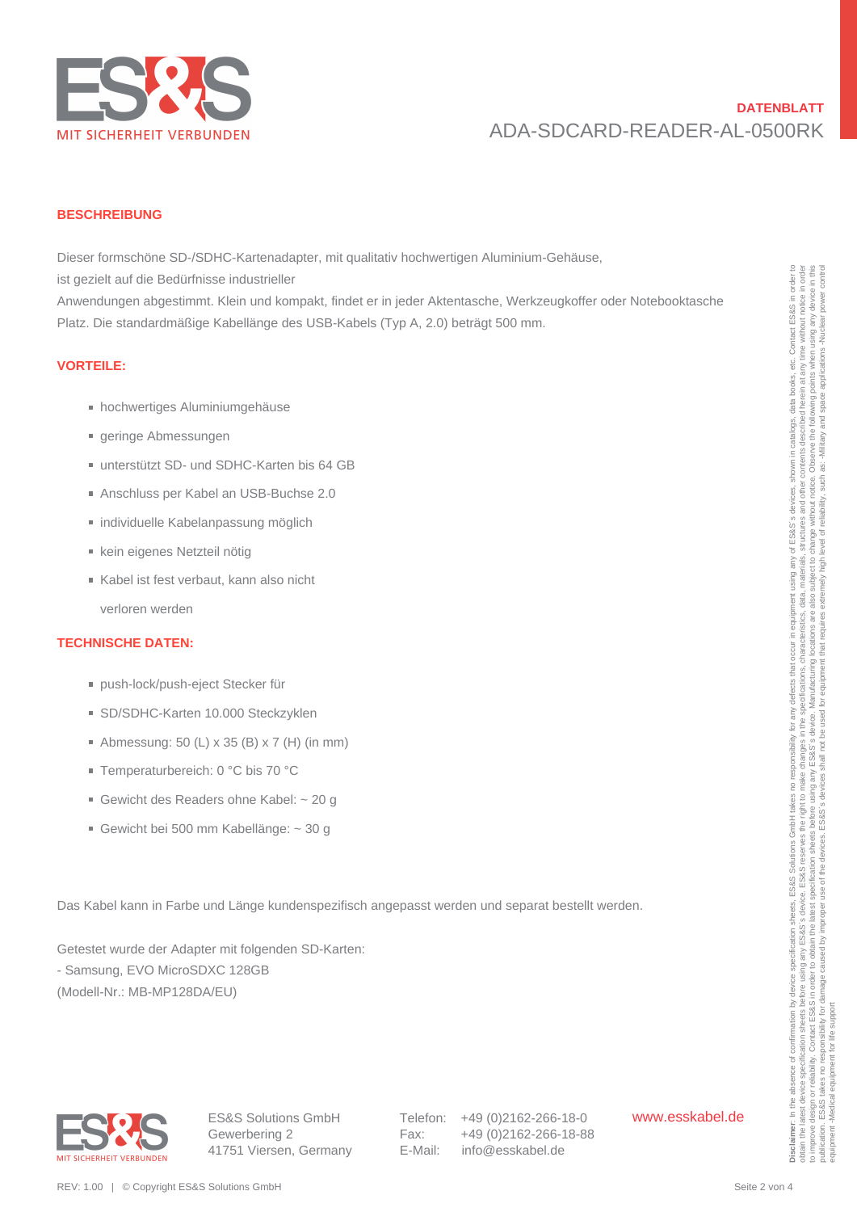**DATENBLATT**
ADA-SDCARD-READER-AL-0500RK

## BESCHREIBUNG

Dieser formschöne SD-/SDHC-Kartenadapter, mit qualitativ hochwertigen Aluminium-Gehäuse, ist gezielt auf die Bedürfnisse industrieller Anwendungen abgestimmt. Klein und kompakt, findet er in jeder Aktentasche, Werkzeugkoffer oder Notebooktasche Platz. Die standardmäßige Kabellänge des USB-Kabels (Typ A, 2.0) beträgt 500 mm.

## VORTEILE:

- hochwertiges Aluminiumgehäuse
- geringe Abmessungen
- unterstützt SD- und SDHC-Karten bis 64 GB
- Anschluss per Kabel an USB-Buchse 2.0
- individuelle Kabelanpassung möglich
- kein eigenes Netzteil nötig
- Kabel ist fest verbaut, kann also nicht verloren werden

## TECHNISCHE DATEN:

- push-lock/push-eject Stecker für
- SD/SDHC-Karten 10.000 Steckzyklen
- Abmessung: 50 (L) x 35 (B) x 7 (H) (in mm)
- Temperaturbereich: 0 °C bis 70 °C
- Gewicht des Readers ohne Kabel: ~ 20 g
- Gewicht bei 500 mm Kabellänge: ~ 30 g

Das Kabel kann in Farbe und Länge kundenspezifisch angepasst werden und separat bestellt werden.

Getestet wurde der Adapter mit folgenden SD-Karten:
- Samsung, EVO MicroSDXC 128GB
(Modell-Nr.: MB-MP128DA/EU)

**Disclaimer**: In the absence of confirmation by device specification sheets, ES&S Solutions GmbH takes no responsibility for any defects that occur in equipment using any of ES&S´s devices, shown in catalogs, data books, etc. Contact ES&S in order to obtain the latest device specification sheets before using any ES&S´s device. ES&S reserves the right to make changes in the specifications, characteristics, data, materials, structures and other contents described herein at any time without notice in order to improve design or reliability. Contact ES&S in order to obtain the latest specification sheets before using any ES&S´s device. Manufacturing locations are also subject to change without notice. Observe the following points when using any device in this publication. ES&S takes no responsibility for damage caused by improper use of the devices. ES&S´s devices shall not be used for equipment that requires extremely high level of reliability, such as: -Military and space applications -Nuclear power control equipment -Medical equipment for life support

ES&S Solutions GmbH
Gewerbering 2
41751 Viersen, Germany

Telefon: +49 (0)2162-266-18-0
Fax: +49 (0)2162-266-18-88
E-Mail: info@esskabel.de

www.esskabel.de

REV: 1.00 | © Copyright ES&S Solutions GmbH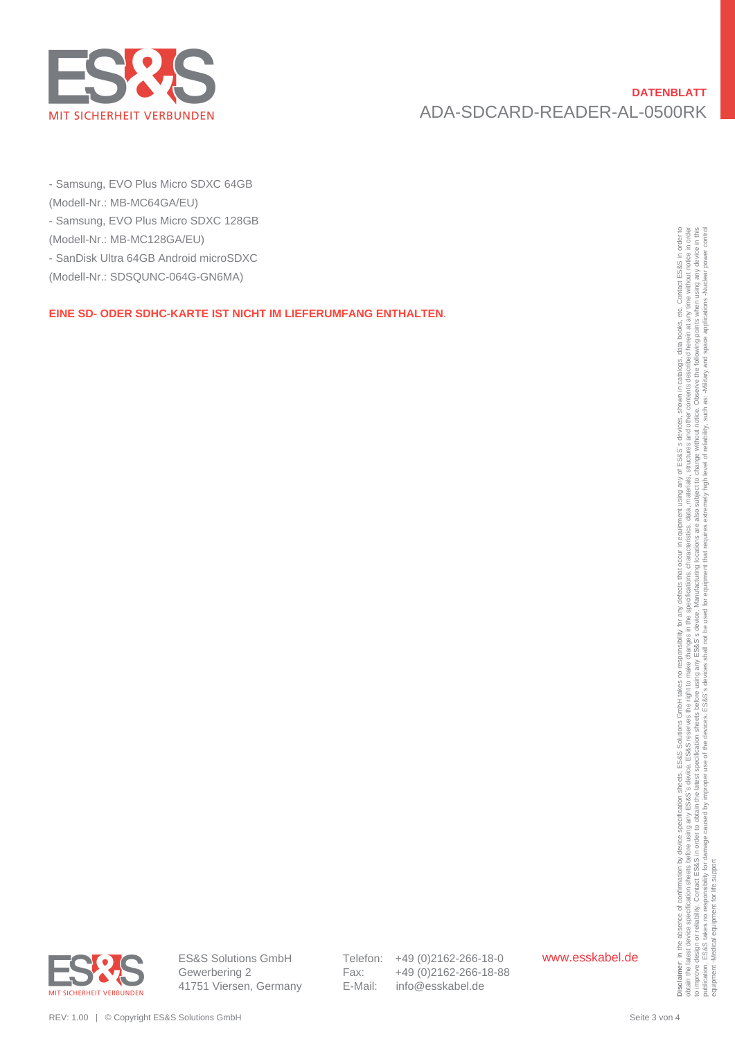- Samsung, EVO Plus Micro SDXC 64GB
(Modell-Nr.: MB-MC64GA/EU)
- Samsung, EVO Plus Micro SDXC 128GB
(Modell-Nr.: MB-MC128GA/EU)
- SanDisk Ultra 64GB Android microSDXC
(Modell-Nr.: SDSQUNC-064G-GN6MA)

**EINE SD- ODER SDHC-KARTE IST NICHT IM LIEFERUMFANG ENTHALTEN**.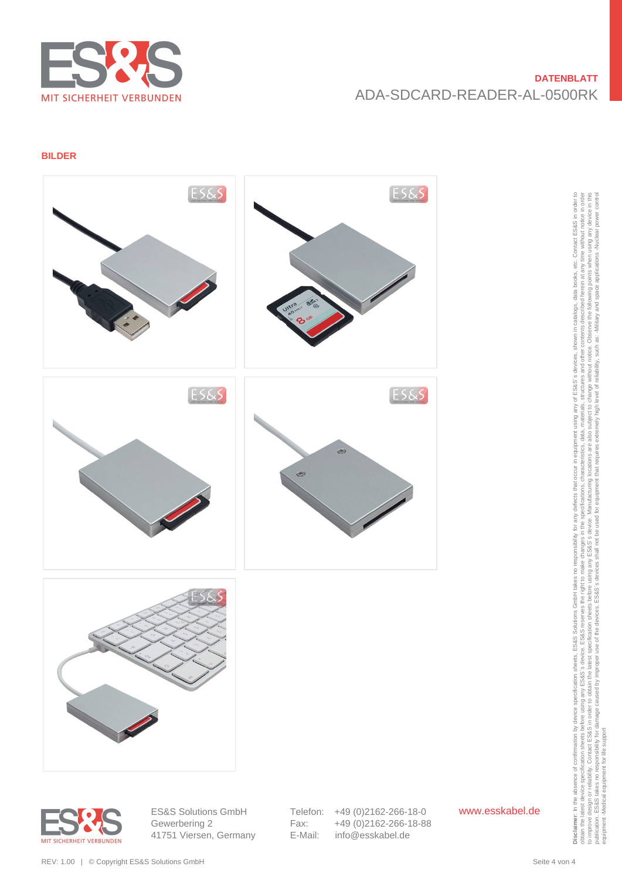**DATENBLATT**

ADA-SDCARD-READER-AL-0500RK

## BILDER

ES&S Solutions GmbH
Gewerbering 2
41751 Viersen, Germany

Telefon: +49 (0)2162-266-18-0
Fax: +49 (0)2162-266-18-88
E-Mail: info@esskabel.de

www.esskabel.de

**Disclaimer**: In the absence of confirmation by device specification sheets, ES&S Solutions GmbH takes no responsibility for any defects that occur in equipment using any of ES&S´s devices, shown in catalogs, data books, etc. Contact ES&S in order to obtain the latest device specification sheets before using any ES&S´s device. ES&S reserves the right to make changes in the specifications, characteristics, data, materials, structures and other contents described herein at any time without notice in order to improve design or reliability. Contact ES&S in order to obtain the latest specification sheets before using any ES&S´s device. Manufacturing locations are also subject to change without notice. Observe the following points when using any device in this publication. ES&S takes no responsibility for damage caused by improper use of the devices. ES&S´s devices shall not be used for equipment that requires extremely high level of reliability, such as: -Military and space applications -Nuclear power control equipment -Medical equipment for life support

REV: 1.00 | © Copyright ES&S Solutions GmbH